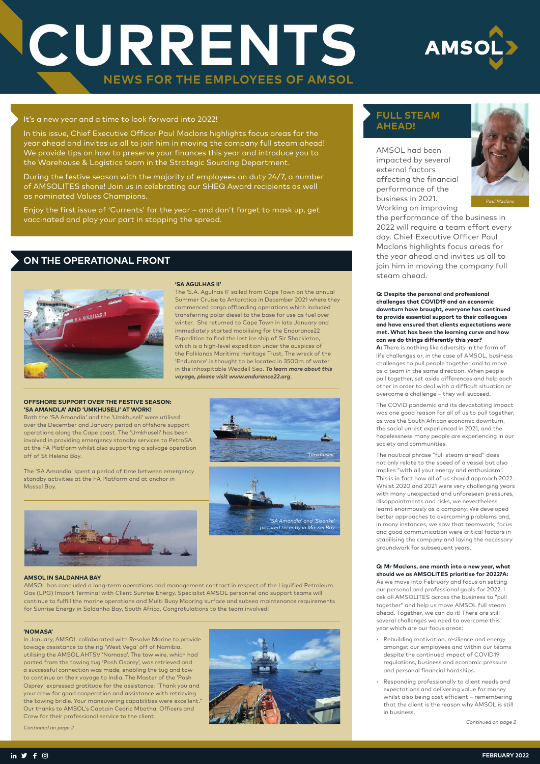# CURRENTS

## NEWS FOR THE EMPLOYEES OF AMSOL

It's a new year and a time to look forward into 2022!

In this issue, Chief Executive Officer Paul Maclons highlights focus areas for the year ahead and invites us all to join him in moving the company full steam ahead! We provide tips on how to preserve your finances this year and introduce you to the Warehouse & Logistics team in the Strategic Sourcing Department.

During the festive season with the majority of employees on duty 24/7, a number of AMSOLITES shone! Join us in celebrating our SHEQ Award recipients as well as nominated Values Champions.

Enjoy the first issue of 'Currents' for the year – and don't forget to mask up, get vaccinated and play your part in stopping the spread.

## ON THE OPERATIONAL FRONT

### 'SA AGULHAS II'

The 'S.A. Agulhas II' sailed from Cape Town on the annual Summer Cruise to Antarctica in December 2021 where they commenced cargo offloading operations which included transferring polar diesel to the base for use as fuel over winter. She returned to Cape Town in late January and immediately started mobilising for the Endurance22 Expedition to find the lost ice ship of Sir Shackleton, which is a high-level expedition under the auspices of the Falklands Maritime Heritage Trust. The wreck of the 'Endurance' is thought to be located in 3500m of water in the inhospitable Weddell Sea. ***To learn more about this voyage, please visit www.endurance22.org***.

### OFFSHORE SUPPORT OVER THE FESTIVE SEASON: 'SA AMANDLA' AND 'UMKHUSELI' AT WORK!

Both the 'SA Amandla' and the 'Umkhuseli' were utilised over the December and January period on offshore support operations along the Cape coast. The 'Umkhuseli' has been involved in providing emergency standby services to PetroSA at the FA Platform whilst also supporting a salvage operation off of St Helena Bay.

The 'SA Amandla' spent a period of time between emergency standby activities at the FA Platform and at anchor in Mossel Bay.

*'Umkhuseli'*

*'SA Amandla' and 'Sisonke' pictured recently in Mossel Bay*

### AMSOL IN SALDANHA BAY

AMSOL has concluded a long-term operations and management contract in respect of the Liquified Petroleum Gas (LPG) Import Terminal with Client Sunrise Energy. Specialist AMSOL personnel and support teams will continue to fulfill the marine operations and Multi Buoy Mooring surface and subsea maintenance requirements for Sunrise Energy in Saldanha Bay, South Africa. Congratulations to the team involved!

### 'NOMASA'

In January, AMSOL collaborated with Resolve Marine to provide towage assistance to the rig 'West Vega' off of Namibia, utilising the AMSOL AHTSV 'Nomasa'. The tow wire, which had parted from the towing tug 'Posh Osprey', was retrieved and a successful connection was made, enabling the tug and tow to continue on their voyage to India. The Master of the 'Posh Osprey' expressed gratitude for the assistance: "Thank you and your crew for good cooperation and assistance with retrieving the towing bridle. Your maneuvering capabilities were excellent." Our thanks to AMSOL's Captain Cedric Mbatha, Officers and Crew for their professional service to the client.

*Continued on page 2*

## FULL STEAM AHEAD!

*Paul Maclons*

AMSOL had been impacted by several external factors affecting the financial performance of the business in 2021. Working on improving the performance of the business in 2022 will require a team effort every day. Chief Executive Officer Paul Maclons highlights focus areas for the year ahead and invites us all to join him in moving the company full steam ahead.

**Q: Despite the personal and professional challenges that COVID19 and an economic downturn have brought, everyone has continued to provide essential support to their colleagues and have ensured that clients expectations were met. What has been the learning curve and how can we do things differently this year?**

**A:** There is nothing like adversity in the form of life challenges or, in the case of AMSOL, business challenges to pull people together and to move as a team in the same direction. When people pull together, set aside differences and help each other in order to deal with a difficult situation or overcome a challenge – they will succeed.

The COVID pandemic and its devastating impact was one good reason for all of us to pull together, as was the South African economic downturn, the social unrest experienced in 2021, and the hopelessness many people are experiencing in our society and communities.

The nautical phrase "full steam ahead" does not only relate to the speed of a vessel but also implies "with all your energy and enthusiasm". This is in fact how all of us should approach 2022. Whilst 2020 and 2021 were very challenging years with many unexpected and unforeseen pressures, disappointments and risks, we nevertheless learnt enormously as a company. We developed better approaches to overcoming problems and, in many instances, we saw that teamwork, focus and good communication were critical factors in stabilising the company and laying the necessary groundwork for subsequent years.

**Q: Mr Maclons, one month into a new year, what should we as AMSOLITES prioritise for 2022?A:**
As we move into February and focus on setting our personal and professional goals for 2022, I ask all AMSOLITES across the business to "pull together" and help us move AMSOL full steam ahead. Together, we can do it! There are still several challenges we need to overcome this year which are our focus areas:

- Rebuilding motivation, resilience and energy amongst our employees and within our teams despite the continued impact of COVID19 regulations, business and economic pressure and personal financial hardships.
- Responding professionally to client needs and expectations and delivering value for money whilst also being cost efficient – remembering that the client is the reason why AMSOL is still in business.

*Continued on page 2*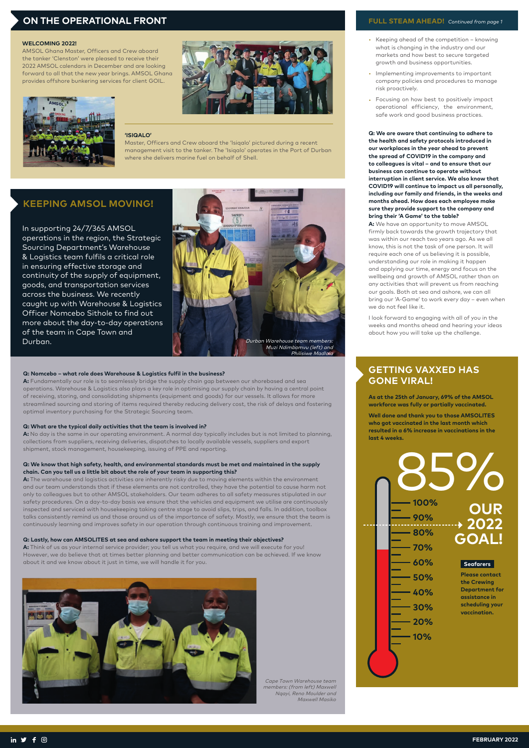## ON THE OPERATIONAL FRONT

**WELCOMING 2022!**

AMSOL Ghana Master, Officers and Crew aboard the tanker 'Clenston' were pleased to receive their 2022 AMSOL calendars in December and are looking forward to all that the new year brings. AMSOL Ghana provides offshore bunkering services for client GOIL.

**'ISIQALO'**

Master, Officers and Crew aboard the 'Isiqalo' pictured during a recent management visit to the tanker. The 'Isiqalo' operates in the Port of Durban where she delivers marine fuel on behalf of Shell.

## KEEPING AMSOL MOVING!

In supporting 24/7/365 AMSOL operations in the region, the Strategic Sourcing Department's Warehouse & Logistics team fulfils a critical role in ensuring effective storage and continuity of the supply of equipment, goods, and transportation services across the business. We recently caught up with Warehouse & Logistics Officer Nomcebo Sithole to find out more about the day-to-day operations of the team in Cape Town and Durban.

*Durban Warehouse team members: Muzi Ndimbomvu (left) and Philisiwe Madlala*

**Q: Nomcebo – what role does Warehouse & Logistics fulfil in the business?**

**A:** Fundamentally our role is to seamlessly bridge the supply chain gap between our shorebased and sea operations. Warehouse & Logistics also plays a key role in optimising our supply chain by having a central point of receiving, storing, and consolidating shipments (equipment and goods) for our vessels. It allows for more streamlined sourcing and storing of items required thereby reducing delivery cost, the risk of delays and fostering optimal inventory purchasing for the Strategic Sourcing team.

**Q: What are the typical daily activities that the team is involved in?**

**A:** No day is the same in our operating environment. A normal day typically includes but is not limited to planning, collections from suppliers, receiving deliveries, dispatches to locally available vessels, suppliers and export shipment, stock management, housekeeping, issuing of PPE and reporting.

**Q: We know that high safety, health, and environmental standards must be met and maintained in the supply chain. Can you tell us a little bit about the role of your team in supporting this?**

**A:** The warehouse and logistics activities are inherently risky due to moving elements within the environment and our team understands that if these elements are not controlled, they have the potential to cause harm not only to colleagues but to other AMSOL stakeholders. Our team adheres to all safety measures stipulated in our safety procedures. On a day-to-day basis we ensure that the vehicles and equipment we utilise are continuously inspected and serviced with housekeeping taking centre stage to avoid slips, trips, and falls. In addition, toolbox talks consistently remind us and those around us of the importance of safety. Mostly, we ensure that the team is continuously learning and improves safety in our operation through continuous training and improvement.

**Q: Lastly, how can AMSOLITES at sea and ashore support the team in meeting their objectives?**

**A:** Think of us as your internal service provider; you tell us what you require, and we will execute for you! However, we do believe that at times better planning and better communication can be achieved. If we know about it and we know about it just in time, we will handle it for you.

*Cape Town Warehouse team members: (from left) Maxwell Nqayi, Reno Moulder and Maxwell Masiko*

## FULL STEAM AHEAD! *Continued from page 1*

- Keeping ahead of the competition – knowing what is changing in the industry and our markets and how best to secure targeted growth and business opportunities.
- Implementing improvements to important company policies and procedures to manage risk proactively.
- Focusing on how best to positively impact operational efficiency, the environment, safe work and good business practices.

**Q: We are aware that continuing to adhere to the health and safety protocols introduced in our workplaces in the year ahead to prevent the spread of COVID19 in the company and to colleagues is vital – and to ensure that our business can continue to operate without interruption in client service. We also know that COVID19 will continue to impact us all personally, including our family and friends, in the weeks and months ahead. How does each employee make sure they provide support to the company and bring their 'A Game' to the table?**

**A:** We have an opportunity to move AMSOL firmly back towards the growth trajectory that was within our reach two years ago. As we all know, this is not the task of one person. It will require each one of us believing it is possible, understanding our role in making it happen and applying our time, energy and focus on the wellbeing and growth of AMSOL rather than on any activities that will prevent us from reaching our goals. Both at sea and ashore, we can all bring our 'A-Game' to work every day – even when we do not feel like it.

I look forward to engaging with all of you in the weeks and months ahead and hearing your ideas about how you will take up the challenge.

## GETTING VAXXED HAS GONE VIRAL!

**As at the 25th of January, 69% of the AMSOL workforce was fully or partially vaccinated.**

**Well done and thank you to those AMSOLITES who got vaccinated in the last month which resulted in a 6% increase in vaccinations in the last 4 weeks.**

85%

100% · 90% · 80% · 70% · 60% · 50% · 40% · 30% · 20% · 10%

**OUR 2022 GOAL!**

**Seafarers**

**Please contact the Crewing Department for assistance in scheduling your vaccination.**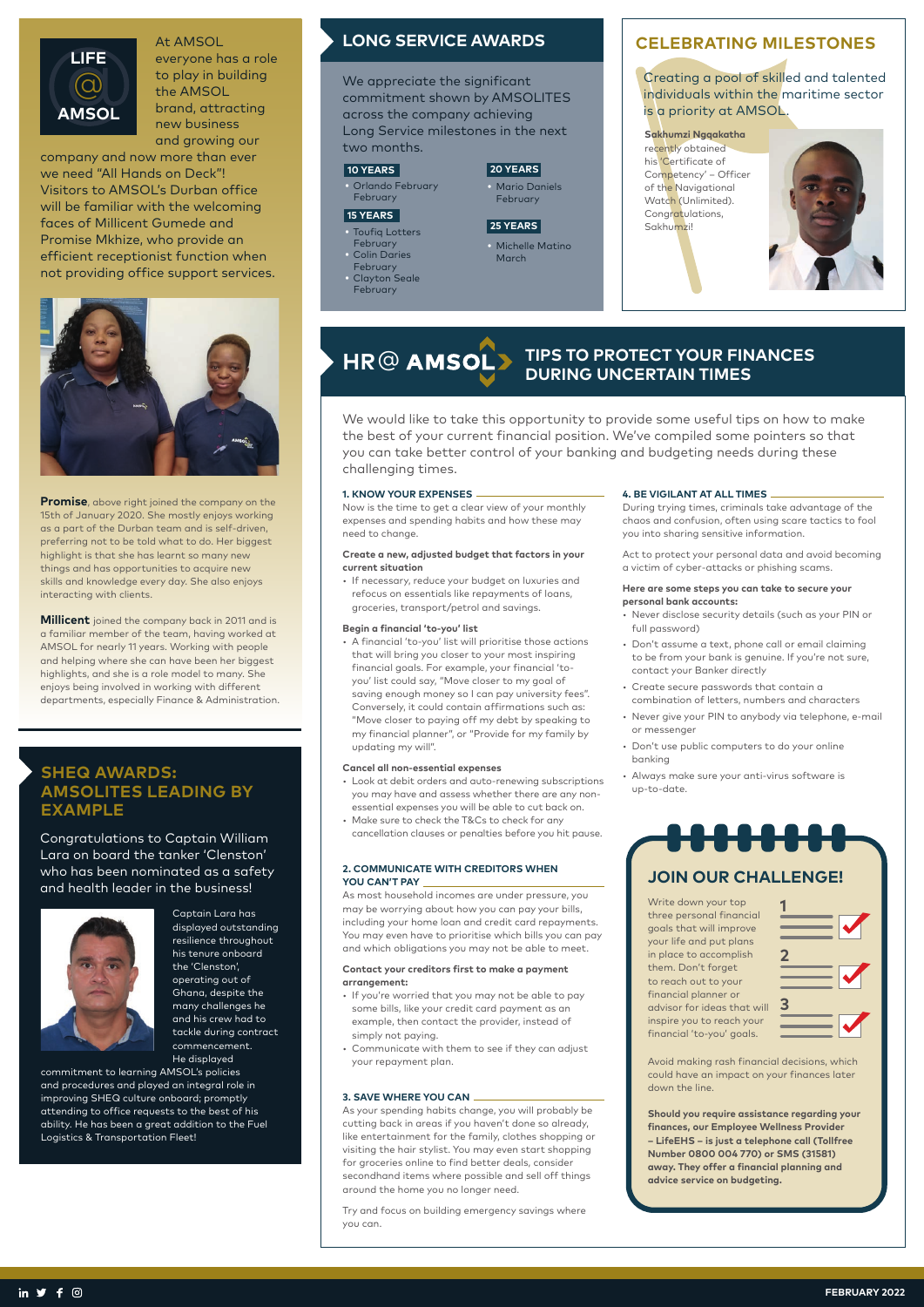## LIFE @ AMSOL

At AMSOL everyone has a role to play in building the AMSOL brand, attracting new business and growing our company and now more than ever we need "All Hands on Deck"! Visitors to AMSOL's Durban office will be familiar with the welcoming faces of Millicent Gumede and Promise Mkhize, who provide an efficient receptionist function when not providing office support services.

**Promise**, above right joined the company on the 15th of January 2020. She mostly enjoys working as a part of the Durban team and is self-driven, preferring not to be told what to do. Her biggest highlight is that she has learnt so many new things and has opportunities to acquire new skills and knowledge every day. She also enjoys interacting with clients.

**Millicent** joined the company back in 2011 and is a familiar member of the team, having worked at AMSOL for nearly 11 years. Working with people and helping where she can have been her biggest highlights, and she is a role model to many. She enjoys being involved in working with different departments, especially Finance & Administration.

## SHEQ AWARDS: AMSOLITES LEADING BY EXAMPLE

Congratulations to Captain William Lara on board the tanker 'Clenston' who has been nominated as a safety and health leader in the business!

Captain Lara has displayed outstanding resilience throughout his tenure onboard the 'Clenston', operating out of Ghana, despite the many challenges he and his crew had to tackle during contract commencement. He displayed commitment to learning AMSOL's policies and procedures and played an integral role in improving SHEQ culture onboard; promptly attending to office requests to the best of his ability. He has been a great addition to the Fuel Logistics & Transportation Fleet!

## LONG SERVICE AWARDS

We appreciate the significant commitment shown by AMSOLITES across the company achieving Long Service milestones in the next two months.

**10 YEARS**
- Orlando February
  February

**15 YEARS**
- Toufiq Lotters
  February
- Colin Daries
  February
- Clayton Seale
  February

**20 YEARS**
- Mario Daniels
  February

**25 YEARS**
- Michelle Matino
  March

## CELEBRATING MILESTONES

Creating a pool of skilled and talented individuals within the maritime sector is a priority at AMSOL.

**Sakhumzi Nqqakatha** recently obtained his 'Certificate of Competency' – Officer of the Navigational Watch (Unlimited). Congratulations, Sakhumzi!

## HR @ AMSOL: TIPS TO PROTECT YOUR FINANCES DURING UNCERTAIN TIMES

We would like to take this opportunity to provide some useful tips on how to make the best of your current financial position. We've compiled some pointers so that you can take better control of your banking and budgeting needs during these challenging times.

### 1. KNOW YOUR EXPENSES

Now is the time to get a clear view of your monthly expenses and spending habits and how these may need to change.

**Create a new, adjusted budget that factors in your current situation**

- If necessary, reduce your budget on luxuries and refocus on essentials like repayments of loans, groceries, transport/petrol and savings.

**Begin a financial 'to-you' list**

- A financial 'to-you' list will prioritise those actions that will bring you closer to your most inspiring financial goals. For example, your financial 'to-you' list could say, "Move closer to my goal of saving enough money so I can pay university fees". Conversely, it could contain affirmations such as: "Move closer to paying off my debt by speaking to my financial planner", or "Provide for my family by updating my will".

**Cancel all non-essential expenses**

- Look at debit orders and auto-renewing subscriptions you may have and assess whether there are any non-essential expenses you will be able to cut back on.
- Make sure to check the T&Cs to check for any cancellation clauses or penalties before you hit pause.

### 2. COMMUNICATE WITH CREDITORS WHEN YOU CAN'T PAY

As most household incomes are under pressure, you may be worrying about how you can pay your bills, including your home loan and credit card repayments. You may even have to prioritise which bills you can pay and which obligations you may not be able to meet.

**Contact your creditors first to make a payment arrangement:**

- If you're worried that you may not be able to pay some bills, like your credit card payment as an example, then contact the provider, instead of simply not paying.
- Communicate with them to see if they can adjust your repayment plan.

### 3. SAVE WHERE YOU CAN

As your spending habits change, you will probably be cutting back in areas if you haven't done so already, like entertainment for the family, clothes shopping or visiting the hair stylist. You may even start shopping for groceries online to find better deals, consider secondhand items where possible and sell off things around the home you no longer need.

Try and focus on building emergency savings where you can.

### 4. BE VIGILANT AT ALL TIMES

During trying times, criminals take advantage of the chaos and confusion, often using scare tactics to fool you into sharing sensitive information.

Act to protect your personal data and avoid becoming a victim of cyber-attacks or phishing scams.

**Here are some steps you can take to secure your personal bank accounts:**

- Never disclose security details (such as your PIN or full password)
- Don't assume a text, phone call or email claiming to be from your bank is genuine. If you're not sure, contact your Banker directly
- Create secure passwords that contain a combination of letters, numbers and characters
- Never give your PIN to anybody via telephone, e-mail or messenger
- Don't use public computers to do your online banking
- Always make sure your anti-virus software is up-to-date.

### JOIN OUR CHALLENGE!

Write down your top three personal financial goals that will improve your life and put plans in place to accomplish them. Don't forget to reach out to your financial planner or advisor for ideas that will inspire you to reach your financial 'to-you' goals.

1.
2.
3.

Avoid making rash financial decisions, which could have an impact on your finances later down the line.

**Should you require assistance regarding your finances, our Employee Wellness Provider – LifeEHS – is just a telephone call (Tollfree Number 0800 004 770) or SMS (31581) away. They offer a financial planning and advice service on budgeting.**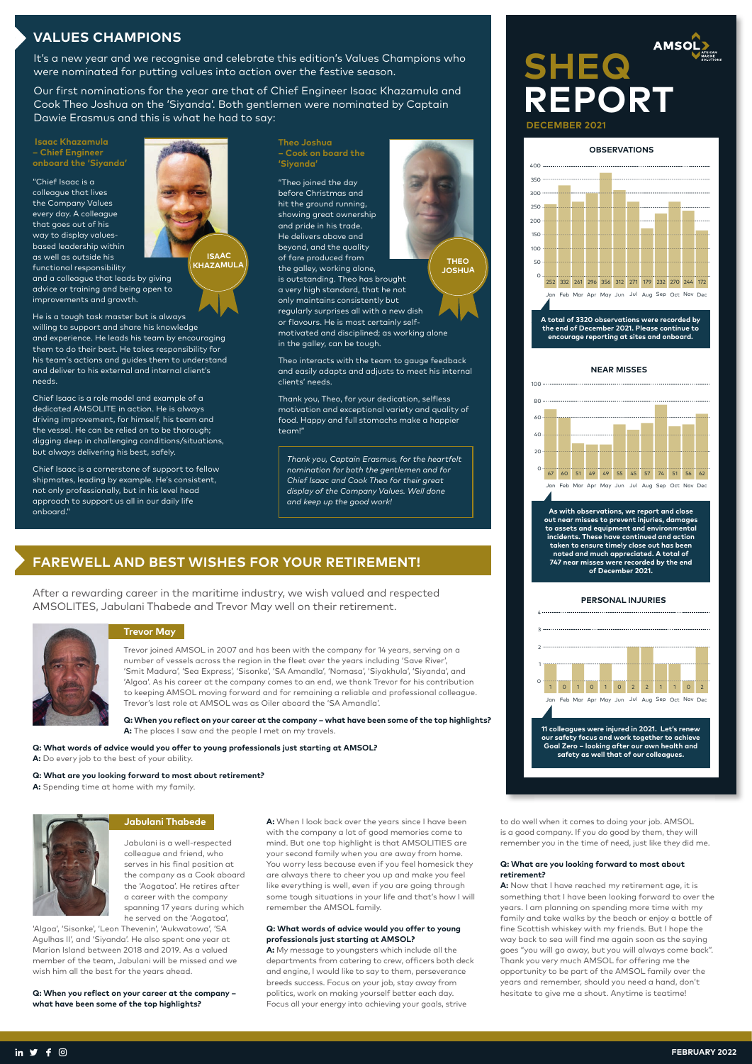## VALUES CHAMPIONS

It's a new year and we recognise and celebrate this edition's Values Champions who were nominated for putting values into action over the festive season.

Our first nominations for the year are that of Chief Engineer Isaac Khazamula and Cook Theo Joshua on the 'Siyanda'. Both gentlemen were nominated by Captain Dawie Erasmus and this is what he had to say:

### Isaac Khazamula – Chief Engineer onboard the 'Siyanda'

ISAAC KHAZAMULA

"Chief Isaac is a colleague that lives the Company Values every day. A colleague that goes out of his way to display values-based leadership within as well as outside his functional responsibility and a colleague that leads by giving advice or training and being open to improvements and growth.

He is a tough task master but is always willing to support and share his knowledge and experience. He leads his team by encouraging them to do their best. He takes responsibility for his team's actions and guides them to understand and deliver to his external and internal client's needs.

Chief Isaac is a role model and example of a dedicated AMSOLITE in action. He is always driving improvement, for himself, his team and the vessel. He can be relied on to be thorough; digging deep in challenging conditions/situations, but always delivering his best, safely.

Chief Isaac is a cornerstone of support to fellow shipmates, leading by example. He's consistent, not only professionally, but in his level head approach to support us all in our daily life onboard."

### Theo Joshua – Cook on board the 'Siyanda'

THEO JOSHUA

"Theo joined the day before Christmas and hit the ground running, showing great ownership and pride in his trade. He delivers above and beyond, and the quality of fare produced from the galley, working alone, is outstanding. Theo has brought a very high standard, that he not only maintains consistently but regularly surprises all with a new dish or flavours. He is most certainly self-motivated and disciplined; as working alone in the galley, can be tough.

Theo interacts with the team to gauge feedback and easily adapts and adjusts to meet his internal clients' needs.

Thank you, Theo, for your dedication, selfless motivation and exceptional variety and quality of food. Happy and full stomachs make a happier team!"

*Thank you, Captain Erasmus, for the heartfelt nomination for both the gentlemen and for Chief Isaac and Cook Theo for their great display of the Company Values. Well done and keep up the good work!*

## FAREWELL AND BEST WISHES FOR YOUR RETIREMENT!

After a rewarding career in the maritime industry, we wish valued and respected AMSOLITES, Jabulani Thabede and Trevor May well on their retirement.

### Trevor May

Trevor joined AMSOL in 2007 and has been with the company for 14 years, serving on a number of vessels across the region in the fleet over the years including 'Save River', 'Smit Madura', 'Sea Express', 'Sisonke', 'SA Amandla', 'Nomasa', 'Siyakhula', 'Siyanda', and 'Algoa'. As his career at the company comes to an end, we thank Trevor for his contribution to keeping AMSOL moving forward and for remaining a reliable and professional colleague. Trevor's last role at AMSOL was as Oiler aboard the 'SA Amandla'.

**Q: When you reflect on your career at the company – what have been some of the top highlights?**
**A:** The places I saw and the people I met on my travels.

**Q: What words of advice would you offer to young professionals just starting at AMSOL?**
**A:** Do every job to the best of your ability.

**Q: What are you looking forward to most about retirement?**
**A:** Spending time at home with my family.

### Jabulani Thabede

Jabulani is a well-respected colleague and friend, who serves in his final position at the company as a Cook aboard the 'Aogatoa'. He retires after a career with the company spanning 17 years during which he served on the 'Aogatoa', 'Algoa', 'Sisonke', 'Leon Thevenin', 'Aukwatowa', 'SA Agulhas II', and 'Siyanda'. He also spent one year at Marion Island between 2018 and 2019. As a valued member of the team, Jabulani will be missed and we wish him all the best for the years ahead.

**Q: When you reflect on your career at the company – what have been some of the top highlights?**

**A:** When I look back over the years since I have been with the company a lot of good memories come to mind. But one top highlight is that AMSOLITIES are your second family when you are away from home. You worry less because even if you feel homesick they are always there to cheer you up and make you feel like everything is well, even if you are going through some tough situations in your life and that's how I will remember the AMSOL family.

**Q: What words of advice would you offer to young professionals just starting at AMSOL?**
**A:** My message to youngsters which include all the departments from catering to crew, officers both deck and engine, I would like to say to them, perseverance breeds success. Focus on your job, stay away from politics, work on making yourself better each day. Focus all your energy into achieving your goals, strive to do well when it comes to doing your job. AMSOL is a good company. If you do good by them, they will remember you in the time of need, just like they did me.

**Q: What are you looking forward to most about retirement?**
**A:** Now that I have reached my retirement age, it is something that I have been looking forward to over the years. I am planning on spending more time with my family and take walks by the beach or enjoy a bottle of fine Scottish whiskey with my friends. But I hope the way back to sea will find me again soon as the saying goes "you will go away, but you will always come back". Thank you very much AMSOL for offering me the opportunity to be part of the AMSOL family over the years and remember, should you need a hand, don't hesitate to give me a shout. Anytime is teatime!

# SHEQ REPORT

**DECEMBER 2021**

### OBSERVATIONS

0 50 100 150 200 250 300 350 400

252 332 261 296 356 312 271 179 232 270 244 172

Jan Feb Mar Apr May Jun Jul Aug Sep Oct Nov Dec

**A total of 3320 observations were recorded by the end of December 2021. Please continue to encourage reporting at sites and onboard.**

### NEAR MISSES

0 20 40 60 80 100

67 60 51 49 49 55 45 57 74 51 56 62

Jan Feb Mar Apr May Jun Jul Aug Sep Oct Nov Dec

**As with observations, we report and close out near misses to prevent injuries, damages to assets and equipment and environmental incidents. These have continued and action taken to ensure timely close out has been noted and much appreciated. A total of 747 near misses were recorded by the end of December 2021.**

### PERSONAL INJURIES

0 1 2 3 4

1 0 1 0 1 0 2 2 1 1 0 2

Jan Feb Mar Apr May Jun Jul Aug Sep Oct Nov Dec

**11 colleagues were injured in 2021. Let's renew our safety focus and work together to achieve Goal Zero – looking after our own health and safety as well that of our colleagues.**